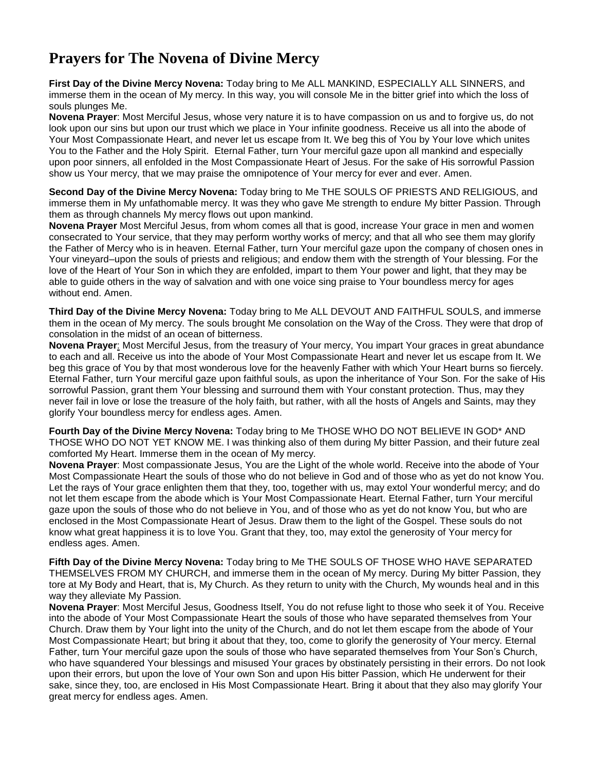# Prayers for The Novena of Divine Mercy

**First Day of the Divine Mercy Novena:** Today bring to Me ALL MANKIND, ESPECIALLY ALL SINNERS, and immerse them in the ocean of My mercy. In this way, you will console Me in the bitter grief into which the loss of souls plunges Me.

**Novena Prayer**: Most Merciful Jesus, whose very nature it is to have compassion on us and to forgive us, do not look upon our sins but upon our trust which we place in Your infinite goodness. Receive us all into the abode of Your Most Compassionate Heart, and never let us escape from It. We beg this of You by Your love which unites You to the Father and the Holy Spirit. Eternal Father, turn Your merciful gaze upon all mankind and especially upon poor sinners, all enfolded in the Most Compassionate Heart of Jesus. For the sake of His sorrowful Passion show us Your mercy, that we may praise the omnipotence of Your mercy for ever and ever. Amen.

**Second Day of the Divine Mercy Novena:** Today bring to Me THE SOULS OF PRIESTS AND RELIGIOUS, and immerse them in My unfathomable mercy. It was they who gave Me strength to endure My bitter Passion. Through them as through channels My mercy flows out upon mankind.

**Novena Prayer** Most Merciful Jesus, from whom comes all that is good, increase Your grace in men and women consecrated to Your service, that they may perform worthy works of mercy; and that all who see them may glorify the Father of Mercy who is in heaven. Eternal Father, turn Your merciful gaze upon the company of chosen ones in Your vineyard–upon the souls of priests and religious; and endow them with the strength of Your blessing. For the love of the Heart of Your Son in which they are enfolded, impart to them Your power and light, that they may be able to guide others in the way of salvation and with one voice sing praise to Your boundless mercy for ages without end. Amen.

**Third Day of the Divine Mercy Novena:** Today bring to Me ALL DEVOUT AND FAITHFUL SOULS, and immerse them in the ocean of My mercy. The souls brought Me consolation on the Way of the Cross. They were that drop of consolation in the midst of an ocean of bitterness.

**Novena Prayer**: Most Merciful Jesus, from the treasury of Your mercy, You impart Your graces in great abundance to each and all. Receive us into the abode of Your Most Compassionate Heart and never let us escape from It. We beg this grace of You by that most wonderous love for the heavenly Father with which Your Heart burns so fiercely. Eternal Father, turn Your merciful gaze upon faithful souls, as upon the inheritance of Your Son. For the sake of His sorrowful Passion, grant them Your blessing and surround them with Your constant protection. Thus, may they never fail in love or lose the treasure of the holy faith, but rather, with all the hosts of Angels and Saints, may they glorify Your boundless mercy for endless ages. Amen.

**Fourth Day of the Divine Mercy Novena:** Today bring to Me THOSE WHO DO NOT BELIEVE IN GOD* AND THOSE WHO DO NOT YET KNOW ME. I was thinking also of them during My bitter Passion, and their future zeal comforted My Heart. Immerse them in the ocean of My mercy.

**Novena Prayer**: Most compassionate Jesus, You are the Light of the whole world. Receive into the abode of Your Most Compassionate Heart the souls of those who do not believe in God and of those who as yet do not know You. Let the rays of Your grace enlighten them that they, too, together with us, may extol Your wonderful mercy; and do not let them escape from the abode which is Your Most Compassionate Heart. Eternal Father, turn Your merciful gaze upon the souls of those who do not believe in You, and of those who as yet do not know You, but who are enclosed in the Most Compassionate Heart of Jesus. Draw them to the light of the Gospel. These souls do not know what great happiness it is to love You. Grant that they, too, may extol the generosity of Your mercy for endless ages. Amen.

**Fifth Day of the Divine Mercy Novena:** Today bring to Me THE SOULS OF THOSE WHO HAVE SEPARATED THEMSELVES FROM MY CHURCH, and immerse them in the ocean of My mercy. During My bitter Passion, they tore at My Body and Heart, that is, My Church. As they return to unity with the Church, My wounds heal and in this way they alleviate My Passion.

**Novena Prayer**: Most Merciful Jesus, Goodness Itself, You do not refuse light to those who seek it of You. Receive into the abode of Your Most Compassionate Heart the souls of those who have separated themselves from Your Church. Draw them by Your light into the unity of the Church, and do not let them escape from the abode of Your Most Compassionate Heart; but bring it about that they, too, come to glorify the generosity of Your mercy. Eternal Father, turn Your merciful gaze upon the souls of those who have separated themselves from Your Son's Church, who have squandered Your blessings and misused Your graces by obstinately persisting in their errors. Do not look upon their errors, but upon the love of Your own Son and upon His bitter Passion, which He underwent for their sake, since they, too, are enclosed in His Most Compassionate Heart. Bring it about that they also may glorify Your great mercy for endless ages. Amen.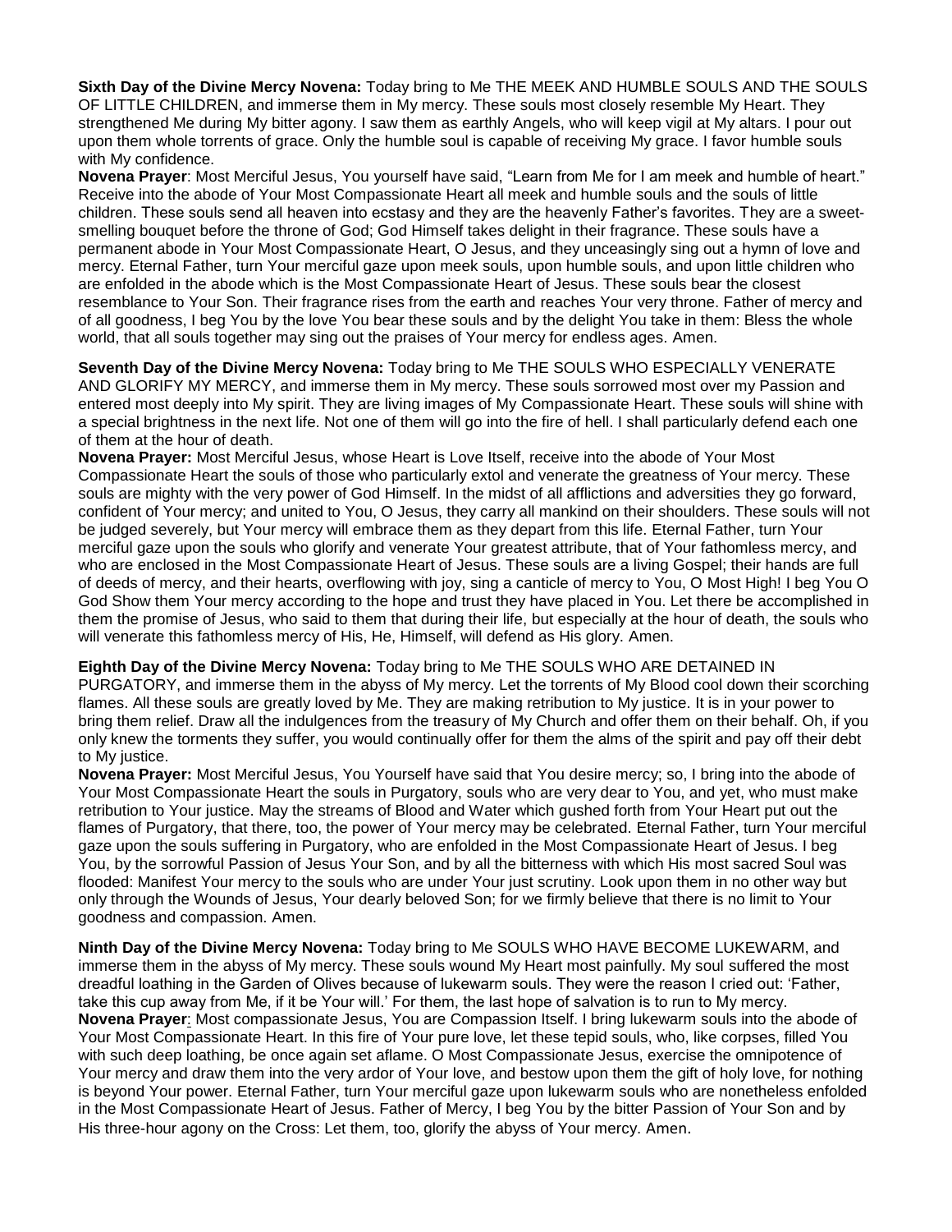**Sixth Day of the Divine Mercy Novena:** Today bring to Me THE MEEK AND HUMBLE SOULS AND THE SOULS OF LITTLE CHILDREN, and immerse them in My mercy. These souls most closely resemble My Heart. They strengthened Me during My bitter agony. I saw them as earthly Angels, who will keep vigil at My altars. I pour out upon them whole torrents of grace. Only the humble soul is capable of receiving My grace. I favor humble souls with My confidence.

**Novena Prayer**: Most Merciful Jesus, You yourself have said, "Learn from Me for I am meek and humble of heart." Receive into the abode of Your Most Compassionate Heart all meek and humble souls and the souls of little children. These souls send all heaven into ecstasy and they are the heavenly Father's favorites. They are a sweet-smelling bouquet before the throne of God; God Himself takes delight in their fragrance. These souls have a permanent abode in Your Most Compassionate Heart, O Jesus, and they unceasingly sing out a hymn of love and mercy. Eternal Father, turn Your merciful gaze upon meek souls, upon humble souls, and upon little children who are enfolded in the abode which is the Most Compassionate Heart of Jesus. These souls bear the closest resemblance to Your Son. Their fragrance rises from the earth and reaches Your very throne. Father of mercy and of all goodness, I beg You by the love You bear these souls and by the delight You take in them: Bless the whole world, that all souls together may sing out the praises of Your mercy for endless ages. Amen.

**Seventh Day of the Divine Mercy Novena:** Today bring to Me THE SOULS WHO ESPECIALLY VENERATE AND GLORIFY MY MERCY, and immerse them in My mercy. These souls sorrowed most over my Passion and entered most deeply into My spirit. They are living images of My Compassionate Heart. These souls will shine with a special brightness in the next life. Not one of them will go into the fire of hell. I shall particularly defend each one of them at the hour of death.

**Novena Prayer:** Most Merciful Jesus, whose Heart is Love Itself, receive into the abode of Your Most Compassionate Heart the souls of those who particularly extol and venerate the greatness of Your mercy. These souls are mighty with the very power of God Himself. In the midst of all afflictions and adversities they go forward, confident of Your mercy; and united to You, O Jesus, they carry all mankind on their shoulders. These souls will not be judged severely, but Your mercy will embrace them as they depart from this life. Eternal Father, turn Your merciful gaze upon the souls who glorify and venerate Your greatest attribute, that of Your fathomless mercy, and who are enclosed in the Most Compassionate Heart of Jesus. These souls are a living Gospel; their hands are full of deeds of mercy, and their hearts, overflowing with joy, sing a canticle of mercy to You, O Most High! I beg You O God Show them Your mercy according to the hope and trust they have placed in You. Let there be accomplished in them the promise of Jesus, who said to them that during their life, but especially at the hour of death, the souls who will venerate this fathomless mercy of His, He, Himself, will defend as His glory. Amen.

**Eighth Day of the Divine Mercy Novena:** Today bring to Me THE SOULS WHO ARE DETAINED IN PURGATORY, and immerse them in the abyss of My mercy. Let the torrents of My Blood cool down their scorching flames. All these souls are greatly loved by Me. They are making retribution to My justice. It is in your power to bring them relief. Draw all the indulgences from the treasury of My Church and offer them on their behalf. Oh, if you only knew the torments they suffer, you would continually offer for them the alms of the spirit and pay off their debt to My justice.

**Novena Prayer:** Most Merciful Jesus, You Yourself have said that You desire mercy; so, I bring into the abode of Your Most Compassionate Heart the souls in Purgatory, souls who are very dear to You, and yet, who must make retribution to Your justice. May the streams of Blood and Water which gushed forth from Your Heart put out the flames of Purgatory, that there, too, the power of Your mercy may be celebrated. Eternal Father, turn Your merciful gaze upon the souls suffering in Purgatory, who are enfolded in the Most Compassionate Heart of Jesus. I beg You, by the sorrowful Passion of Jesus Your Son, and by all the bitterness with which His most sacred Soul was flooded: Manifest Your mercy to the souls who are under Your just scrutiny. Look upon them in no other way but only through the Wounds of Jesus, Your dearly beloved Son; for we firmly believe that there is no limit to Your goodness and compassion. Amen.

**Ninth Day of the Divine Mercy Novena:** Today bring to Me SOULS WHO HAVE BECOME LUKEWARM, and immerse them in the abyss of My mercy. These souls wound My Heart most painfully. My soul suffered the most dreadful loathing in the Garden of Olives because of lukewarm souls. They were the reason I cried out: 'Father, take this cup away from Me, if it be Your will.' For them, the last hope of salvation is to run to My mercy.

**Novena Prayer**: Most compassionate Jesus, You are Compassion Itself. I bring lukewarm souls into the abode of Your Most Compassionate Heart. In this fire of Your pure love, let these tepid souls, who, like corpses, filled You with such deep loathing, be once again set aflame. O Most Compassionate Jesus, exercise the omnipotence of Your mercy and draw them into the very ardor of Your love, and bestow upon them the gift of holy love, for nothing is beyond Your power. Eternal Father, turn Your merciful gaze upon lukewarm souls who are nonetheless enfolded in the Most Compassionate Heart of Jesus. Father of Mercy, I beg You by the bitter Passion of Your Son and by His three-hour agony on the Cross: Let them, too, glorify the abyss of Your mercy. Amen.